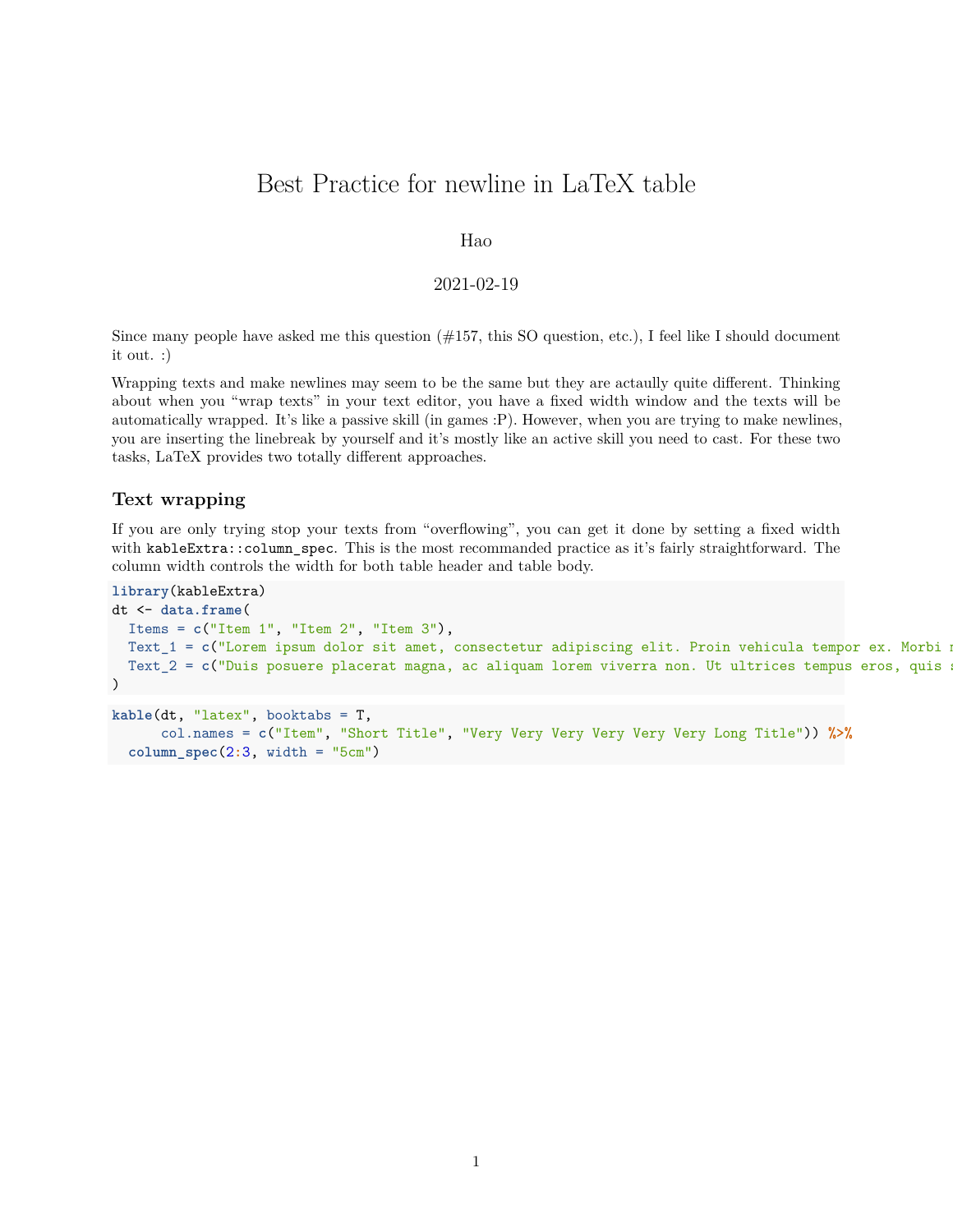# Best Practice for newline in LaTeX table

Hao

2021-02-19

Since many people have asked me this question (#157, this SO question, etc.), I feel like I should document it out. :)

Wrapping texts and make newlines may seem to be the same but they are actaully quite different. Thinking about when you "wrap texts" in your text editor, you have a fixed width window and the texts will be automatically wrapped. It's like a passive skill (in games :P). However, when you are trying to make newlines, you are inserting the linebreak by yourself and it's mostly like an active skill you need to cast. For these two tasks, LaTeX provides two totally different approaches.

### Text wrapping

If you are only trying stop your texts from "overflowing", you can get it done by setting a fixed width with `kableExtra::column_spec`. This is the most recommanded practice as it's fairly straightforward. The column width controls the width for both table header and table body.

```
library(kableExtra)
dt <- data.frame(
  Items = c("Item 1", "Item 2", "Item 3"),
  Text_1 = c("Lorem ipsum dolor sit amet, consectetur adipiscing elit. Proin vehicula tempor ex. Morbi m
  Text_2 = c("Duis posuere placerat magna, ac aliquam lorem viverra non. Ut ultrices tempus eros, quis s
)
```

```
kable(dt, "latex", booktabs = T,
      col.names = c("Item", "Short Title", "Very Very Very Very Very Very Long Title")) %>%
  column_spec(2:3, width = "5cm")
```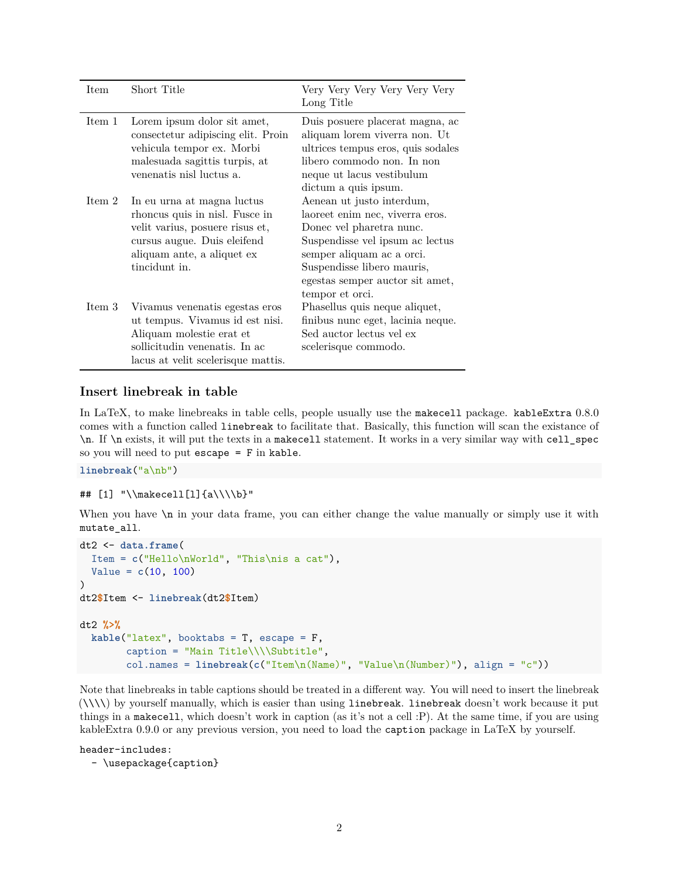| Item | Short Title | Very Very Very Very Very Very Long Title |
| --- | --- | --- |
| Item 1 | Lorem ipsum dolor sit amet, consectetur adipiscing elit. Proin vehicula tempor ex. Morbi malesuada sagittis turpis, at venenatis nisl luctus a. | Duis posuere placerat magna, ac aliquam lorem viverra non. Ut ultrices tempus eros, quis sodales libero commodo non. In non neque ut lacus vestibulum dictum a quis ipsum. |
| Item 2 | In eu urna at magna luctus rhoncus quis in nisl. Fusce in velit varius, posuere risus et, cursus augue. Duis eleifend aliquam ante, a aliquet ex tincidunt in. | Aenean ut justo interdum, laoreet enim nec, viverra eros. Donec vel pharetra nunc. Suspendisse vel ipsum ac lectus semper aliquam ac a orci. Suspendisse libero mauris, egestas semper auctor sit amet, tempor et orci. |
| Item 3 | Vivamus venenatis egestas eros ut tempus. Vivamus id est nisi. Aliquam molestie erat et sollicitudin venenatis. In ac lacus at velit scelerisque mattis. | Phasellus quis neque aliquet, finibus nunc eget, lacinia neque. Sed auctor lectus vel ex scelerisque commodo. |

## Insert linebreak in table

In LaTeX, to make linebreaks in table cells, people usually use the `makecell` package. `kableExtra` 0.8.0 comes with a function called `linebreak` to facilitate that. Basically, this function will scan the existance of `\n`. If `\n` exists, it will put the texts in a `makecell` statement. It works in a very similar way with `cell_spec` so you will need to put `escape = F` in `kable`.

```
linebreak("a\nb")
```

```
## [1] "\\makecell[l]{a\\\\b}"
```

When you have `\n` in your data frame, you can either change the value manually or simply use it with `mutate_all`.

```
dt2 <- data.frame(
  Item = c("Hello\nWorld", "This\nis a cat"),
  Value = c(10, 100)
)
dt2$Item <- linebreak(dt2$Item)

dt2 %>%
  kable("latex", booktabs = T, escape = F,
        caption = "Main Title\\\\Subtitle",
        col.names = linebreak(c("Item\n(Name)", "Value\n(Number)"), align = "c"))
```

Note that linebreaks in table captions should be treated in a different way. You will need to insert the linebreak (\\\\) by yourself manually, which is easier than using `linebreak`. `linebreak` doesn't work because it put things in a `makecell`, which doesn't work in caption (as it's not a cell :P). At the same time, if you are using kableExtra 0.9.0 or any previous version, you need to load the `caption` package in LaTeX by yourself.

```
header-includes:
  - \usepackage{caption}
```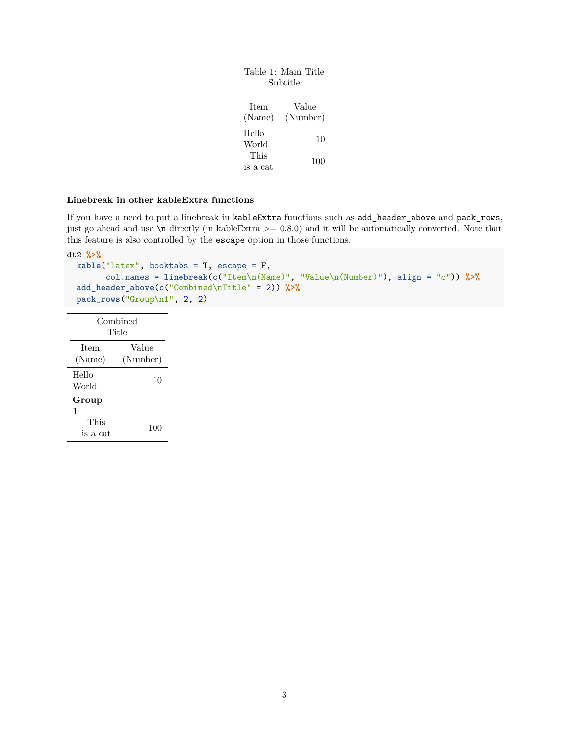Table 1: Main Title
Subtitle

| Item (Name) | Value (Number) |
|---|---|
| Hello World | 10 |
| This is a cat | 100 |

### Linebreak in other kableExtra functions

If you have a need to put a linebreak in `kableExtra` functions such as `add_header_above` and `pack_rows`, just go ahead and use `\n` directly (in kableExtra >= 0.8.0) and it will be automatically converted. Note that this feature is also controlled by the `escape` option in those functions.

```
dt2 %>%
  kable("latex", booktabs = T, escape = F,
        col.names = linebreak(c("Item\n(Name)", "Value\n(Number)"), align = "c")) %>%
  add_header_above(c("Combined\nTitle" = 2)) %>%
  pack_rows("Group\n1", 2, 2)
```

| Combined Title | |
|---|---|
| Item (Name) | Value (Number) |
| Hello World | 10 |
| **Group 1** | |
| This is a cat | 100 |